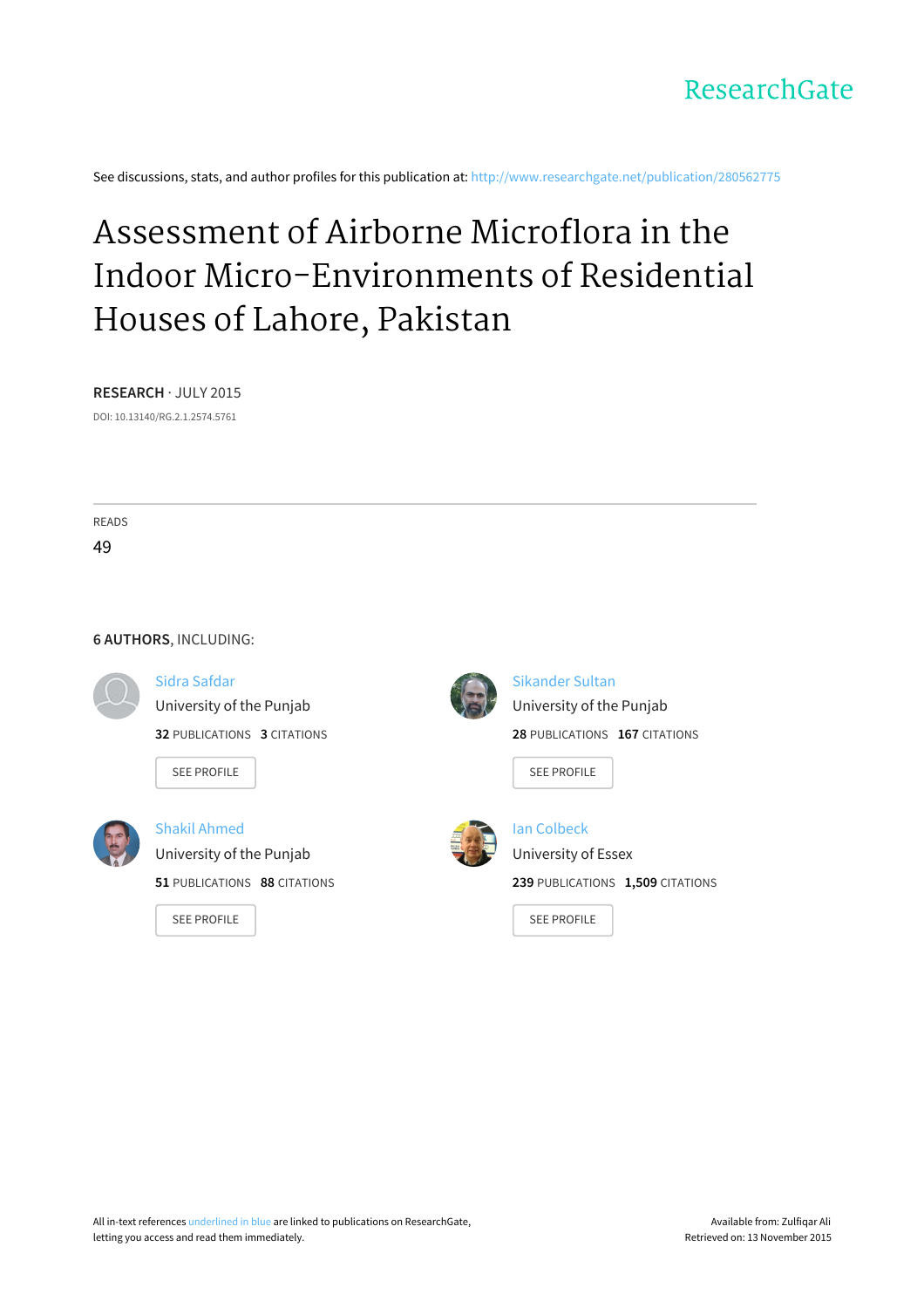ResearchGate

See discussions, stats, and author profiles for this publication at: http://www.researchgate.net/publication/280562775

# Assessment of Airborne Microflora in the Indoor Micro-Environments of Residential Houses of Lahore, Pakistan

**RESEARCH** · JULY 2015

DOI: 10.13140/RG.2.1.2574.5761

READS

49

**6 AUTHORS**, INCLUDING:

Sidra Safdar
University of the Punjab
**32** PUBLICATIONS **3** CITATIONS

SEE PROFILE

Sikander Sultan
University of the Punjab
**28** PUBLICATIONS **167** CITATIONS

SEE PROFILE

Shakil Ahmed
University of the Punjab
**51** PUBLICATIONS **88** CITATIONS

SEE PROFILE

Ian Colbeck
University of Essex
**239** PUBLICATIONS **1,509** CITATIONS

SEE PROFILE

All in-text references underlined in blue are linked to publications on ResearchGate, letting you access and read them immediately.

Available from: Zulfiqar Ali
Retrieved on: 13 November 2015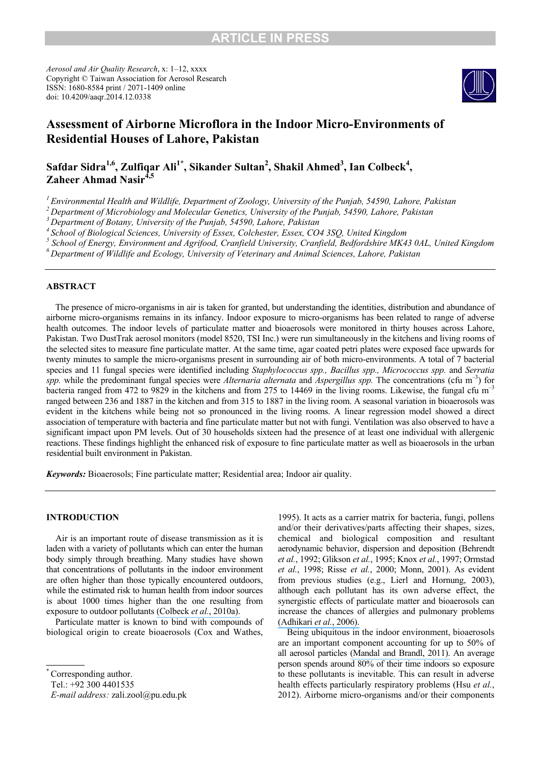*Aerosol and Air Quality Research*, x: 1–12, xxxx
Copyright © Taiwan Association for Aerosol Research
ISSN: 1680-8584 print / 2071-1409 online
doi: 10.4209/aaqr.2014.12.0338

# Assessment of Airborne Microflora in the Indoor Micro-Environments of Residential Houses of Lahore, Pakistan

**Safdar Sidra[1,6], Zulfiqar Ali[1*], Sikander Sultan[2], Shakil Ahmed[3], Ian Colbeck[4], Zaheer Ahmad Nasir[4,5]**

*[1] Environmental Health and Wildlife, Department of Zoology, University of the Punjab, 54590, Lahore, Pakistan*
*[2] Department of Microbiology and Molecular Genetics, University of the Punjab, 54590, Lahore, Pakistan*
*[3] Department of Botany, University of the Punjab, 54590, Lahore, Pakistan*
*[4] School of Biological Sciences, University of Essex, Colchester, Essex, CO4 3SQ, United Kingdom*
*[5] School of Energy, Environment and Agrifood, Cranfield University, Cranfield, Bedfordshire MK43 0AL, United Kingdom*
*[6] Department of Wildlife and Ecology, University of Veterinary and Animal Sciences, Lahore, Pakistan*

## ABSTRACT

The presence of micro-organisms in air is taken for granted, but understanding the identities, distribution and abundance of airborne micro-organisms remains in its infancy. Indoor exposure to micro-organisms has been related to range of adverse health outcomes. The indoor levels of particulate matter and bioaerosols were monitored in thirty houses across Lahore, Pakistan. Two DustTrak aerosol monitors (model 8520, TSI Inc.) were run simultaneously in the kitchens and living rooms of the selected sites to measure fine particulate matter. At the same time, agar coated petri plates were exposed face upwards for twenty minutes to sample the micro-organisms present in surrounding air of both micro-environments. A total of 7 bacterial species and 11 fungal species were identified including *Staphylococcus spp., Bacillus spp., Micrococcus spp.* and *Serratia spp.* while the predominant fungal species were *Alternaria alternata* and *Aspergillus spp.* The concentrations (cfu $m^{-3}$) for bacteria ranged from 472 to 9829 in the kitchens and from 275 to 14469 in the living rooms. Likewise, the fungal cfu $m^{-3}$ ranged between 236 and 1887 in the kitchen and from 315 to 1887 in the living room. A seasonal variation in bioaerosols was evident in the kitchens while being not so pronounced in the living rooms. A linear regression model showed a direct association of temperature with bacteria and fine particulate matter but not with fungi. Ventilation was also observed to have a significant impact upon PM levels. Out of 30 households sixteen had the presence of at least one individual with allergenic reactions. These findings highlight the enhanced risk of exposure to fine particulate matter as well as bioaerosols in the urban residential built environment in Pakistan.

***Keywords:*** Bioaerosols; Fine particulate matter; Residential area; Indoor air quality.

## INTRODUCTION

Air is an important route of disease transmission as it is laden with a variety of pollutants which can enter the human body simply through breathing. Many studies have shown that concentrations of pollutants in the indoor environment are often higher than those typically encountered outdoors, while the estimated risk to human health from indoor sources is about 1000 times higher than the one resulting from exposure to outdoor pollutants (Colbeck *et al.*, 2010a).

Particulate matter is known to bind with compounds of biological origin to create bioaerosols (Cox and Wathes, 1995). It acts as a carrier matrix for bacteria, fungi, pollens and/or their derivatives/parts affecting their shapes, sizes, chemical and biological composition and resultant aerodynamic behavior, dispersion and deposition (Behrendt *et al.*, 1992; Glikson *et al.*, 1995; Knox *et al.*, 1997; Ormstad *et al.*, 1998; Risse *et al.*, 2000; Monn, 2001). As evident from previous studies (e.g., Lierl and Hornung, 2003), although each pollutant has its own adverse effect, the synergistic effects of particulate matter and bioaerosols can increase the chances of allergies and pulmonary problems (Adhikari *et al.*, 2006).

Being ubiquitous in the indoor environment, bioaerosols are an important component accounting for up to 50% of all aerosol particles (Mandal and Brandl, 2011). An average person spends around 80% of their time indoors so exposure to these pollutants is inevitable. This can result in adverse health effects particularly respiratory problems (Hsu *et al.*, 2012). Airborne micro-organisms and/or their components

---

[*] Corresponding author.
Tel.: +92 300 4401535
*E-mail address:* zali.zool@pu.edu.pk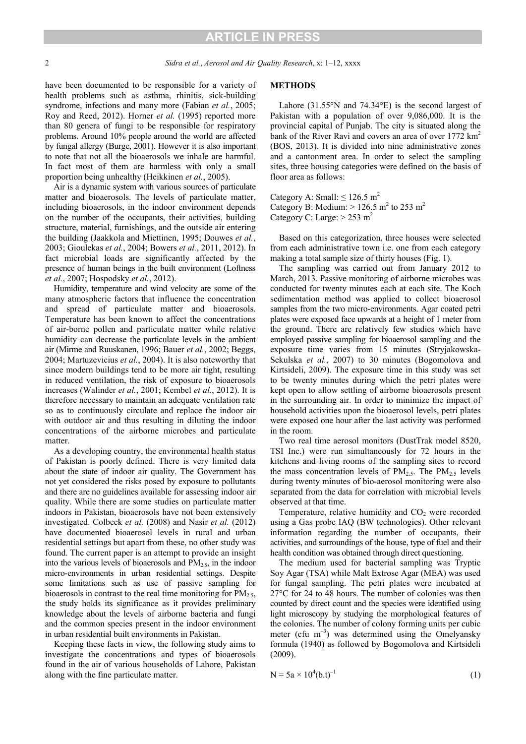have been documented to be responsible for a variety of health problems such as asthma, rhinitis, sick-building syndrome, infections and many more (Fabian *et al.*, 2005; Roy and Reed, 2012). Horner *et al.* (1995) reported more than 80 genera of fungi to be responsible for respiratory problems. Around 10% people around the world are affected by fungal allergy (Burge, 2001). However it is also important to note that not all the bioaerosols we inhale are harmful. In fact most of them are harmless with only a small proportion being unhealthy (Heikkinen *et al.*, 2005).

Air is a dynamic system with various sources of particulate matter and bioaerosols. The levels of particulate matter, including bioaerosols, in the indoor environment depends on the number of the occupants, their activities, building structure, material, furnishings, and the outside air entering the building (Jaakkola and Miettinen, 1995; Douwes *et al.*, 2003; Gioulekas *et al.*, 2004; Bowers *et al.*, 2011, 2012). In fact microbial loads are significantly affected by the presence of human beings in the built environment (Loftness *et al.*, 2007; Hospodsky *et al.*, 2012).

Humidity, temperature and wind velocity are some of the many atmospheric factors that influence the concentration and spread of particulate matter and bioaerosols. Temperature has been known to affect the concentrations of air-borne pollen and particulate matter while relative humidity can decrease the particulate levels in the ambient air (Mirme and Ruuskanen, 1996; Bauer *et al.*, 2002; Beggs, 2004; Martuzevicius *et al.*, 2004). It is also noteworthy that since modern buildings tend to be more air tight, resulting in reduced ventilation, the risk of exposure to bioaerosols increases (Walinder *et al.*, 2001; Kembel *et al.*, 2012). It is therefore necessary to maintain an adequate ventilation rate so as to continuously circulate and replace the indoor air with outdoor air and thus resulting in diluting the indoor concentrations of the airborne microbes and particulate matter.

As a developing country, the environmental health status of Pakistan is poorly defined. There is very limited data about the state of indoor air quality. The Government has not yet considered the risks posed by exposure to pollutants and there are no guidelines available for assessing indoor air quality. While there are some studies on particulate matter indoors in Pakistan, bioaerosols have not been extensively investigated. Colbeck *et al.* (2008) and Nasir *et al.* (2012) have documented bioaerosol levels in rural and urban residential settings but apart from these, no other study was found. The current paper is an attempt to provide an insight into the various levels of bioaerosols and $PM_{2.5}$, in the indoor micro-environments in urban residential settings. Despite some limitations such as use of passive sampling for bioaerosols in contrast to the real time monitoring for $PM_{2.5}$, the study holds its significance as it provides preliminary knowledge about the levels of airborne bacteria and fungi and the common species present in the indoor environment in urban residential built environments in Pakistan.

Keeping these facts in view, the following study aims to investigate the concentrations and types of bioaerosols found in the air of various households of Lahore, Pakistan along with the fine particulate matter.

## METHODS

Lahore (31.55°N and 74.34°E) is the second largest of Pakistan with a population of over 9,086,000. It is the provincial capital of Punjab. The city is situated along the bank of the River Ravi and covers an area of over 1772 $km^2$ (BOS, 2013). It is divided into nine administrative zones and a cantonment area. In order to select the sampling sites, three housing categories were defined on the basis of floor area as follows:

Category A: Small: $\leq 126.5\ m^2$  
Category B: Medium: $> 126.5\ m^2$ to $253\ m^2$  
Category C: Large: $> 253\ m^2$

Based on this categorization, three houses were selected from each administrative town i.e. one from each category making a total sample size of thirty houses (Fig. 1).

The sampling was carried out from January 2012 to March, 2013. Passive monitoring of airborne microbes was conducted for twenty minutes each at each site. The Koch sedimentation method was applied to collect bioaerosol samples from the two micro-environments. Agar coated petri plates were exposed face upwards at a height of 1 meter from the ground. There are relatively few studies which have employed passive sampling for bioaerosol sampling and the exposure time varies from 15 minutes (Stryjakowska-Sekulska *et al.*, 2007) to 30 minutes (Bogomolova and Kirtsideli, 2009). The exposure time in this study was set to be twenty minutes during which the petri plates were kept open to allow settling of airborne bioaerosols present in the surrounding air. In order to minimize the impact of household activities upon the bioaerosol levels, petri plates were exposed one hour after the last activity was performed in the room.

Two real time aerosol monitors (DustTrak model 8520, TSI Inc.) were run simultaneously for 72 hours in the kitchens and living rooms of the sampling sites to record the mass concentration levels of $PM_{2.5}$. The $PM_{2.5}$ levels during twenty minutes of bio-aerosol monitoring were also separated from the data for correlation with microbial levels observed at that time.

Temperature, relative humidity and $CO_2$ were recorded using a Gas probe IAQ (BW technologies). Other relevant information regarding the number of occupants, their activities, and surroundings of the house, type of fuel and their health condition was obtained through direct questioning.

The medium used for bacterial sampling was Tryptic Soy Agar (TSA) while Malt Extrose Agar (MEA) was used for fungal sampling. The petri plates were incubated at 27°C for 24 to 48 hours. The number of colonies was then counted by direct count and the species were identified using light microscopy by studying the morphological features of the colonies. The number of colony forming units per cubic meter (cfu $m^{-3}$) was determined using the Omelyansky formula (1940) as followed by Bogomolova and Kirtsideli (2009).

$$N = 5a \times 10^4 (b.t)^{-1} \tag{1}$$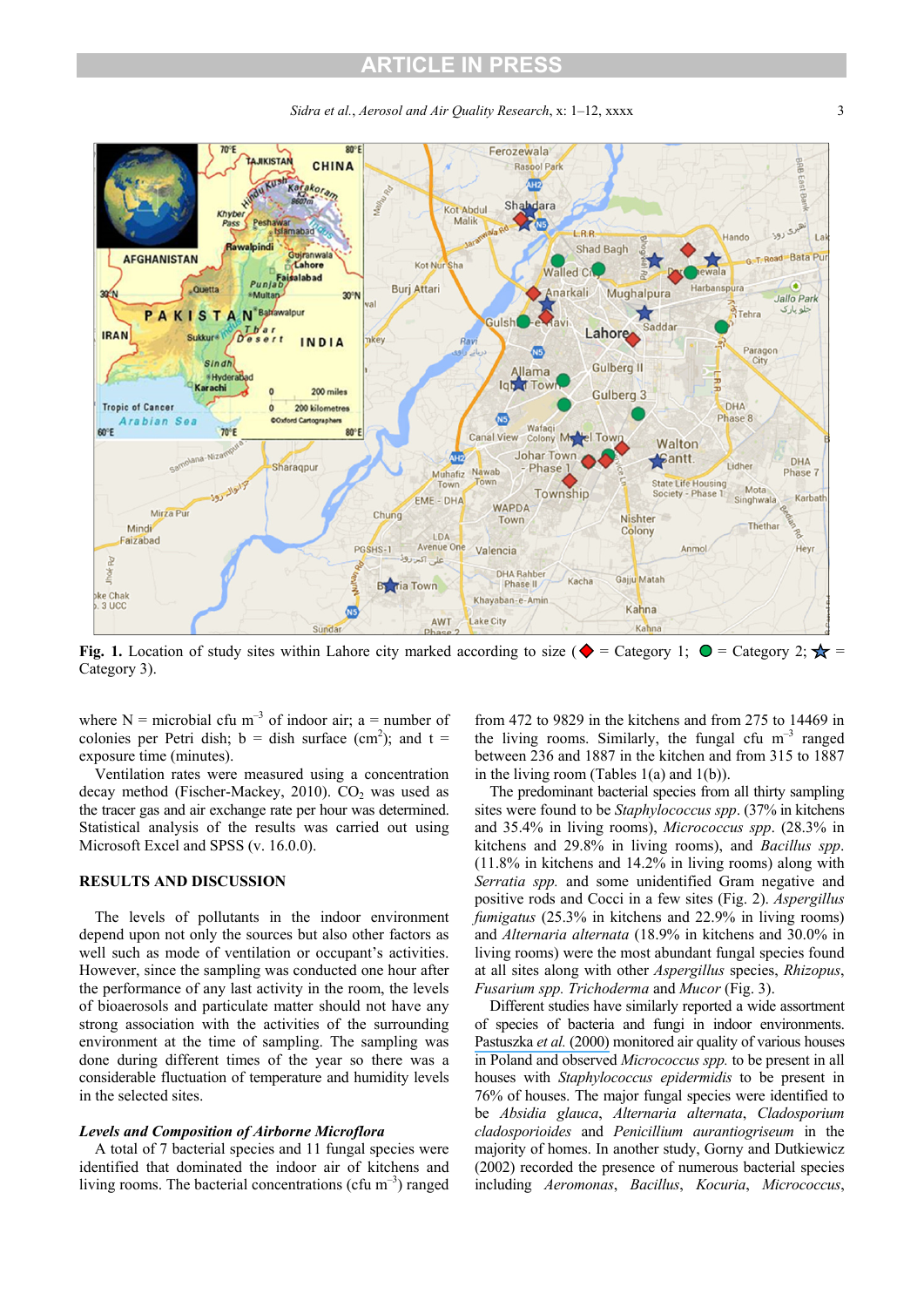Fig. 1. Location of study sites within Lahore city marked according to size (◆ = Category 1; ● = Category 2; ★ = Category 3).

where N = microbial cfu $m^{-3}$ of indoor air; a = number of colonies per Petri dish; b = dish surface ($cm^2$); and t = exposure time (minutes).

Ventilation rates were measured using a concentration decay method (Fischer-Mackey, 2010). $CO_2$ was used as the tracer gas and air exchange rate per hour was determined. Statistical analysis of the results was carried out using Microsoft Excel and SPSS (v. 16.0.0).

## RESULTS AND DISCUSSION

The levels of pollutants in the indoor environment depend upon not only the sources but also other factors as well such as mode of ventilation or occupant's activities. However, since the sampling was conducted one hour after the performance of any last activity in the room, the levels of bioaerosols and particulate matter should not have any strong association with the activities of the surrounding environment at the time of sampling. The sampling was done during different times of the year so there was a considerable fluctuation of temperature and humidity levels in the selected sites.

### *Levels and Composition of Airborne Microflora*

A total of 7 bacterial species and 11 fungal species were identified that dominated the indoor air of kitchens and living rooms. The bacterial concentrations (cfu $m^{-3}$) ranged from 472 to 9829 in the kitchens and from 275 to 14469 in the living rooms. Similarly, the fungal cfu $m^{-3}$ ranged between 236 and 1887 in the kitchen and from 315 to 1887 in the living room (Tables 1(a) and 1(b)).

The predominant bacterial species from all thirty sampling sites were found to be *Staphylococcus spp*. (37% in kitchens and 35.4% in living rooms), *Micrococcus spp*. (28.3% in kitchens and 29.8% in living rooms), and *Bacillus spp*. (11.8% in kitchens and 14.2% in living rooms) along with *Serratia spp.* and some unidentified Gram negative and positive rods and Cocci in a few sites (Fig. 2). *Aspergillus fumigatus* (25.3% in kitchens and 22.9% in living rooms) and *Alternaria alternata* (18.9% in kitchens and 30.0% in living rooms) were the most abundant fungal species found at all sites along with other *Aspergillus* species, *Rhizopus*, *Fusarium spp. Trichoderma* and *Mucor* (Fig. 3).

Different studies have similarly reported a wide assortment of species of bacteria and fungi in indoor environments. Pastuszka *et al.* (2000) monitored air quality of various houses in Poland and observed *Micrococcus spp.* to be present in all houses with *Staphylococcus epidermidis* to be present in 76% of houses. The major fungal species were identified to be *Absidia glauca*, *Alternaria alternata*, *Cladosporium cladosporioides* and *Penicillium aurantiogriseum* in the majority of homes. In another study, Gorny and Dutkiewicz (2002) recorded the presence of numerous bacterial species including *Aeromonas*, *Bacillus*, *Kocuria*, *Micrococcus*,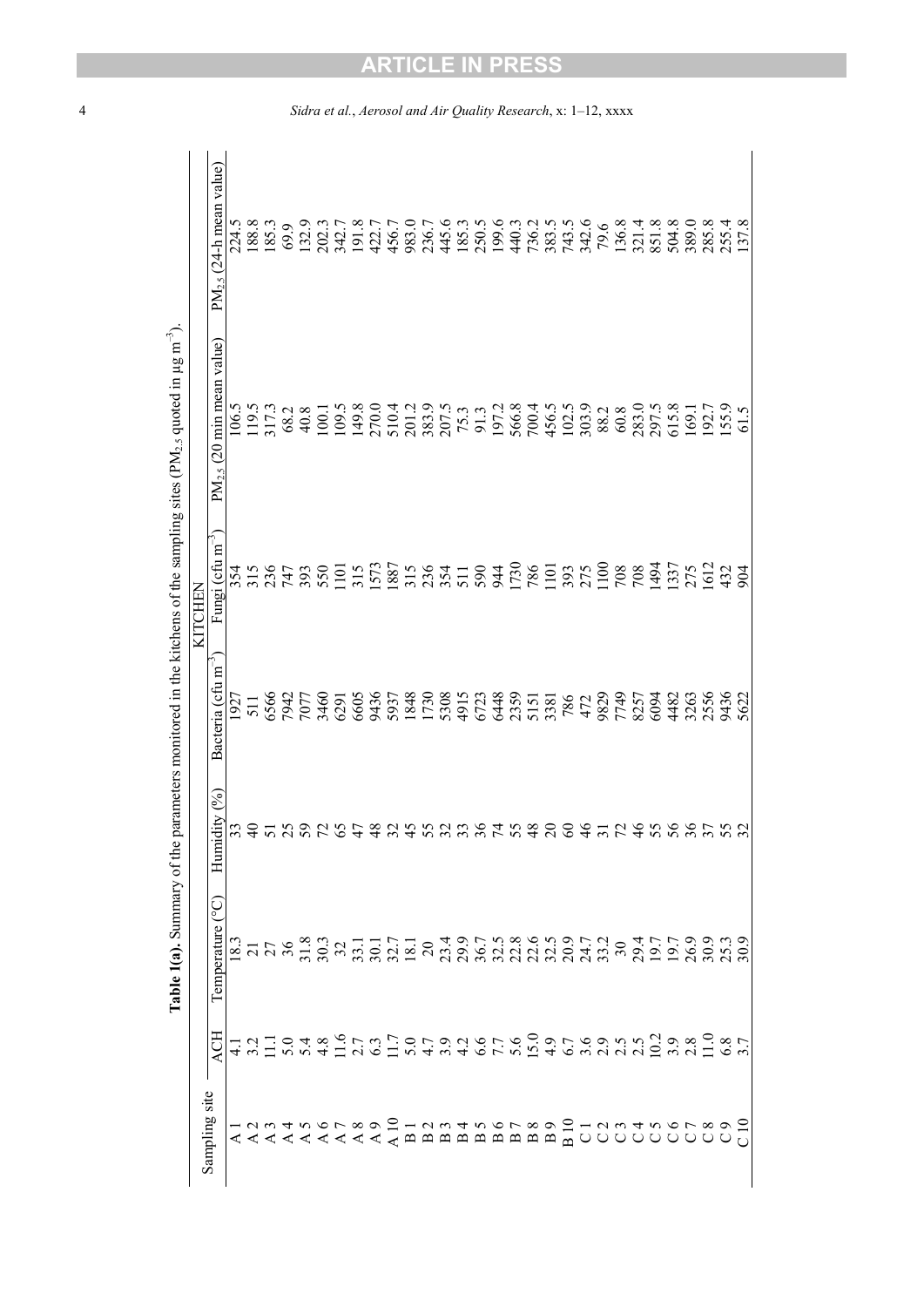**Table 1(a).** Summary of the parameters monitored in the kitchens of the sampling sites ($PM_{2.5}$ quoted in µg $m^{-3}$).

| Sampling site | KITCHEN | | | | | | |
|---|---|---|---|---|---|---|---|
| | ACH | Temperature (°C) | Humidity (%) | Bacteria (cfu $m^{-3}$) | Fungi (cfu $m^{-3}$) | $PM_{2.5}$ (20 min mean value) | $PM_{2.5}$ (24-h mean value) |
| A 1 | 4.1 | 18.3 | 33 | 1927 | 354 | 106.5 | 224.5 |
| A 2 | 3.2 | 21 | 40 | 511 | 315 | 119.5 | 188.8 |
| A 3 | 11.1 | 27 | 51 | 6566 | 236 | 317.3 | 185.3 |
| A 4 | 5.0 | 36 | 25 | 7942 | 747 | 68.2 | 69.9 |
| A 5 | 5.4 | 31.8 | 59 | 7077 | 393 | 40.8 | 132.9 |
| A 6 | 4.8 | 30.3 | 72 | 3460 | 550 | 100.1 | 202.3 |
| A 7 | 11.6 | 32 | 65 | 6291 | 1101 | 109.5 | 342.7 |
| A 8 | 2.7 | 33.1 | 47 | 6605 | 315 | 149.8 | 191.8 |
| A 9 | 6.3 | 30.1 | 48 | 9436 | 1573 | 270.0 | 422.7 |
| A 10 | 11.7 | 32.7 | 32 | 5937 | 1887 | 510.4 | 456.7 |
| B 1 | 5.0 | 18.1 | 45 | 1848 | 315 | 201.2 | 983.0 |
| B 2 | 4.7 | 20 | 55 | 1730 | 236 | 383.9 | 236.7 |
| B 3 | 3.9 | 23.4 | 32 | 5308 | 354 | 207.5 | 445.6 |
| B 4 | 4.2 | 29.9 | 33 | 4915 | 511 | 75.3 | 185.3 |
| B 5 | 6.6 | 36.7 | 36 | 6723 | 590 | 91.3 | 250.5 |
| B 6 | 7.7 | 32.5 | 74 | 6448 | 944 | 197.2 | 199.6 |
| B 7 | 5.6 | 22.8 | 55 | 2359 | 1730 | 566.8 | 440.3 |
| B 8 | 15.0 | 22.6 | 48 | 5151 | 786 | 700.4 | 736.2 |
| B 9 | 4.9 | 32.5 | 20 | 3381 | 1101 | 456.5 | 383.5 |
| B 10 | 6.7 | 20.9 | 60 | 786 | 393 | 102.5 | 743.5 |
| C 1 | 3.6 | 24.7 | 46 | 472 | 275 | 303.9 | 342.6 |
| C 2 | 2.9 | 33.2 | 31 | 9829 | 1100 | 88.2 | 79.6 |
| C 3 | 2.5 | 30 | 72 | 7749 | 708 | 60.8 | 136.8 |
| C 4 | 2.5 | 29.4 | 46 | 8257 | 708 | 283.0 | 321.4 |
| C 5 | 10.2 | 19.7 | 55 | 6094 | 1494 | 297.5 | 851.8 |
| C 6 | 3.9 | 19.7 | 56 | 4482 | 1337 | 615.8 | 504.8 |
| C 7 | 2.8 | 26.9 | 36 | 3263 | 275 | 169.1 | 389.0 |
| C 8 | 11.0 | 30.9 | 37 | 2556 | 1612 | 192.7 | 285.8 |
| C 9 | 6.8 | 25.3 | 55 | 9436 | 432 | 155.9 | 255.4 |
| C 10 | 3.7 | 30.9 | 32 | 5622 | 904 | 61.5 | 137.8 |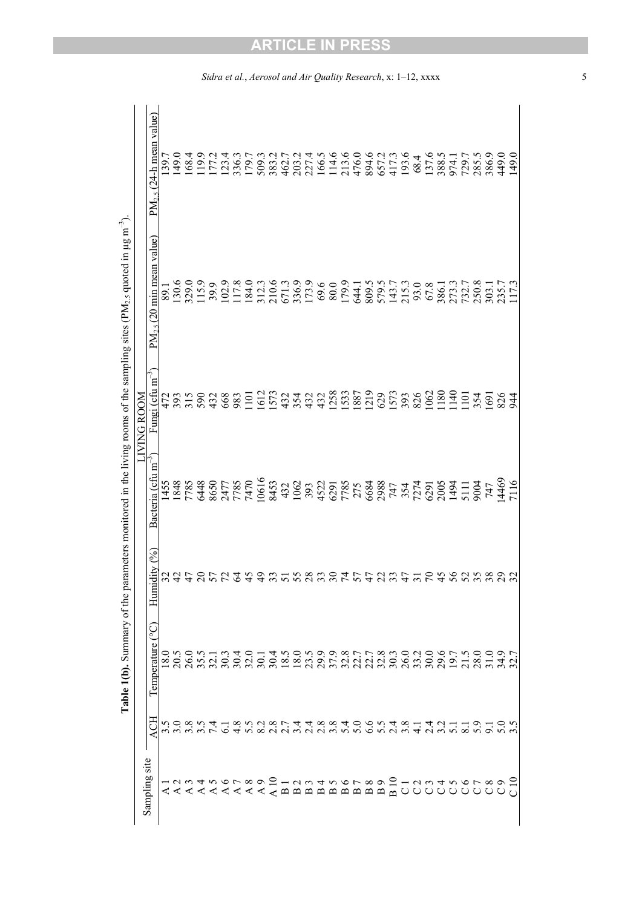**Table 1(b).** Summary of the parameters monitored in the living rooms of the sampling sites ($PM_{2.5}$ quoted in µg $m^{-3}$).

| Sampling site | LIVING ROOM | | | | | | |
|---|---|---|---|---|---|---|---|
| | ACH | Temperature (°C) | Humidity (%) | Bacteria (cfu $m^{-3}$) | Fungi (cfu $m^{-3}$) | $PM_{2.5}$ (20 min mean value) | $PM_{2.5}$ (24-h mean value) |
| A 1 | 3.5 | 18.0 | 32 | 1455 | 472 | 89.1 | 139.7 |
| A 2 | 3.0 | 20.5 | 42 | 1848 | 393 | 130.6 | 149.0 |
| A 3 | 3.8 | 26.0 | 47 | 7785 | 315 | 329.0 | 168.4 |
| A 4 | 3.5 | 35.5 | 20 | 6448 | 590 | 115.9 | 119.9 |
| A 5 | 7.4 | 32.1 | 57 | 8650 | 432 | 39.9 | 177.2 |
| A 6 | 6.1 | 30.3 | 72 | 2477 | 668 | 102.9 | 123.4 |
| A 7 | 4.8 | 30.4 | 64 | 7785 | 983 | 117.8 | 336.3 |
| A 8 | 5.5 | 32.0 | 45 | 7470 | 1101 | 184.0 | 179.7 |
| A 9 | 8.2 | 30.1 | 49 | 10616 | 1612 | 312.3 | 509.3 |
| A 10 | 2.8 | 30.4 | 33 | 8453 | 1573 | 210.6 | 383.2 |
| B 1 | 2.7 | 18.5 | 51 | 432 | 432 | 671.3 | 462.7 |
| B 2 | 3.4 | 18.0 | 55 | 1062 | 354 | 336.9 | 203.2 |
| B 3 | 2.4 | 23.5 | 28 | 393 | 432 | 173.9 | 227.4 |
| B 4 | 2.8 | 29.9 | 33 | 4522 | 432 | 69.6 | 166.5 |
| B 5 | 3.8 | 37.9 | 30 | 6291 | 1258 | 80.0 | 114.6 |
| B 6 | 5.4 | 32.8 | 74 | 7785 | 1533 | 179.9 | 213.6 |
| B 7 | 5.0 | 22.7 | 57 | 275 | 1887 | 644.1 | 476.0 |
| B 8 | 6.6 | 22.7 | 47 | 6684 | 1219 | 809.5 | 894.6 |
| B 9 | 5.5 | 32.8 | 22 | 2988 | 629 | 579.5 | 657.2 |
| B 10 | 2.4 | 30.3 | 33 | 747 | 1573 | 143.7 | 417.3 |
| C 1 | 3.8 | 26.0 | 47 | 354 | 393 | 215.3 | 193.6 |
| C 2 | 4.1 | 33.2 | 31 | 7274 | 826 | 93.0 | 68.4 |
| C 3 | 2.4 | 30.0 | 70 | 6291 | 1062 | 67.8 | 137.6 |
| C 4 | 3.2 | 29.6 | 45 | 2005 | 1180 | 386.1 | 388.5 |
| C 5 | 5.1 | 19.7 | 56 | 1494 | 1140 | 273.3 | 974.1 |
| C 6 | 8.1 | 21.5 | 52 | 5111 | 1101 | 732.7 | 729.7 |
| C 7 | 5.9 | 28.0 | 35 | 9004 | 354 | 250.8 | 285.5 |
| C 8 | 9.1 | 31.0 | 38 | 747 | 1691 | 303.1 | 386.9 |
| C 9 | 5.0 | 34.9 | 29 | 14469 | 826 | 235.7 | 449.0 |
| C 10 | 3.5 | 32.7 | 32 | 7116 | 944 | 117.3 | 149.0 |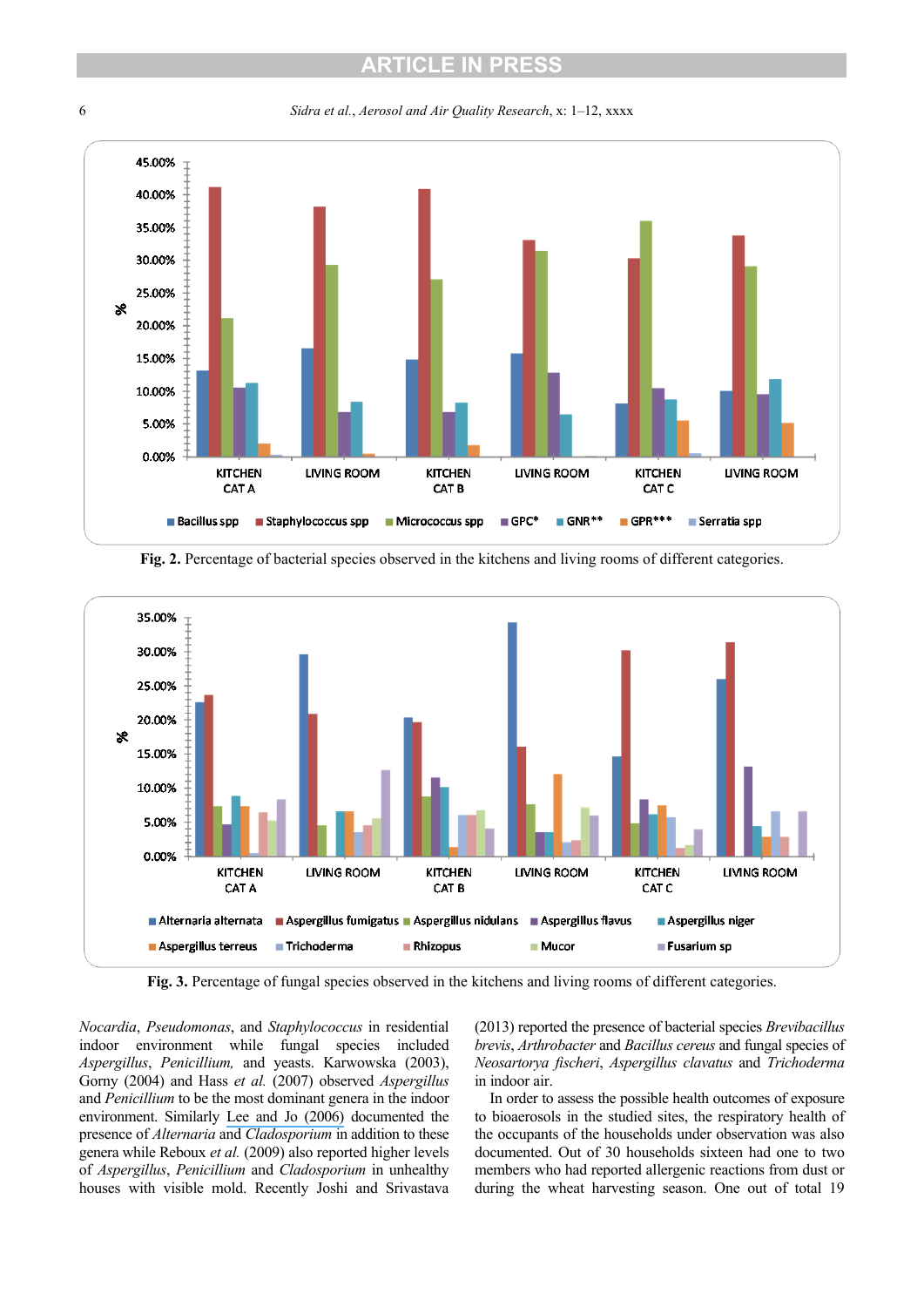45.00%
40.00%
35.00%
30.00%
25.00%
20.00%
15.00%
10.00%
5.00%
0.00%

%

KITCHEN CAT A
LIVING ROOM
KITCHEN CAT B
LIVING ROOM
KITCHEN CAT C
LIVING ROOM

Bacillus spp
Staphylococcus spp
Micrococcus spp
GPC*
GNR**
GPR***
Serratia spp

**Fig. 2.** Percentage of bacterial species observed in the kitchens and living rooms of different categories.

35.00%
30.00%
25.00%
20.00%
15.00%
10.00%
5.00%
0.00%

%

KITCHEN CAT A
LIVING ROOM
KITCHEN CAT B
LIVING ROOM
KITCHEN CAT C
LIVING ROOM

Alternaria alternata
Aspergillus fumigatus
Aspergillus nidulans
Aspergillus flavus
Aspergillus niger
Aspergillus terreus
Trichoderma
Rhizopus
Mucor
Fusarium sp

**Fig. 3.** Percentage of fungal species observed in the kitchens and living rooms of different categories.

*Nocardia*, *Pseudomonas*, and *Staphylococcus* in residential indoor environment while fungal species included *Aspergillus*, *Penicillium,* and yeasts. Karwowska (2003), Gorny (2004) and Hass *et al.* (2007) observed *Aspergillus* and *Penicillium* to be the most dominant genera in the indoor environment. Similarly Lee and Jo (2006) documented the presence of *Alternaria* and *Cladosporium* in addition to these genera while Reboux *et al.* (2009) also reported higher levels of *Aspergillus*, *Penicillium* and *Cladosporium* in unhealthy houses with visible mold. Recently Joshi and Srivastava (2013) reported the presence of bacterial species *Brevibacillus brevis*, *Arthrobacter* and *Bacillus cereus* and fungal species of *Neosartorya fischeri*, *Aspergillus clavatus* and *Trichoderma* in indoor air.

In order to assess the possible health outcomes of exposure to bioaerosols in the studied sites, the respiratory health of the occupants of the households under observation was also documented. Out of 30 households sixteen had one to two members who had reported allergenic reactions from dust or during the wheat harvesting season. One out of total 19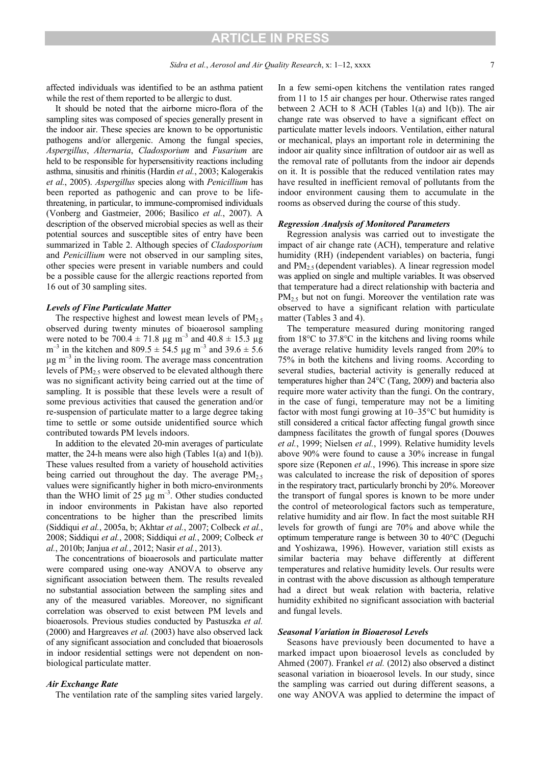affected individuals was identified to be an asthma patient while the rest of them reported to be allergic to dust.

It should be noted that the airborne micro-flora of the sampling sites was composed of species generally present in the indoor air. These species are known to be opportunistic pathogens and/or allergenic. Among the fungal species, *Aspergillus*, *Alternaria*, *Cladosporium* and *Fusarium* are held to be responsible for hypersensitivity reactions including asthma, sinusitis and rhinitis (Hardin *et al.*, 2003; Kalogerakis *et al.*, 2005). *Aspergillus* species along with *Penicillium* has been reported as pathogenic and can prove to be life-threatening, in particular, to immune-compromised individuals (Vonberg and Gastmeier, 2006; Basilico *et al.*, 2007). A description of the observed microbial species as well as their potential sources and susceptible sites of entry have been summarized in Table 2. Although species of *Cladosporium* and *Penicillium* were not observed in our sampling sites, other species were present in variable numbers and could be a possible cause for the allergic reactions reported from 16 out of 30 sampling sites.

### *Levels of Fine Particulate Matter*

The respective highest and lowest mean levels of $PM_{2.5}$ observed during twenty minutes of bioaerosol sampling were noted to be $700.4 \pm 71.8$ µg m$^{-3}$ and $40.8 \pm 15.3$ µg m$^{-3}$ in the kitchen and $809.5 \pm 54.5$ µg m$^{-3}$ and $39.6 \pm 5.6$ µg m$^{-3}$ in the living room. The average mass concentration levels of $PM_{2.5}$ were observed to be elevated although there was no significant activity being carried out at the time of sampling. It is possible that these levels were a result of some previous activities that caused the generation and/or re-suspension of particulate matter to a large degree taking time to settle or some outside unidentified source which contributed towards PM levels indoors.

In addition to the elevated 20-min averages of particulate matter, the 24-h means were also high (Tables 1(a) and 1(b)). These values resulted from a variety of household activities being carried out throughout the day. The average $PM_{2.5}$ values were significantly higher in both micro-environments than the WHO limit of 25 µg m$^{-3}$. Other studies conducted in indoor environments in Pakistan have also reported concentrations to be higher than the prescribed limits (Siddiqui *et al.*, 2005a, b; Akhtar *et al.*, 2007; Colbeck *et al.*, 2008; Siddiqui *et al.*, 2008; Siddiqui *et al.*, 2009; Colbeck *et al.*, 2010b; Janjua *et al.*, 2012; Nasir *et al.*, 2013).

The concentrations of bioaerosols and particulate matter were compared using one-way ANOVA to observe any significant association between them. The results revealed no substantial association between the sampling sites and any of the measured variables. Moreover, no significant correlation was observed to exist between PM levels and bioaerosols. Previous studies conducted by Pastuszka *et al.* (2000) and Hargreaves *et al.* (2003) have also observed lack of any significant association and concluded that bioaerosols in indoor residential settings were not dependent on non-biological particulate matter.

### *Air Exchange Rate*

The ventilation rate of the sampling sites varied largely. In a few semi-open kitchens the ventilation rates ranged from 11 to 15 air changes per hour. Otherwise rates ranged between 2 ACH to 8 ACH (Tables 1(a) and 1(b)). The air change rate was observed to have a significant effect on particulate matter levels indoors. Ventilation, either natural or mechanical, plays an important role in determining the indoor air quality since infiltration of outdoor air as well as the removal rate of pollutants from the indoor air depends on it. It is possible that the reduced ventilation rates may have resulted in inefficient removal of pollutants from the indoor environment causing them to accumulate in the rooms as observed during the course of this study.

### *Regression Analysis of Monitored Parameters*

Regression analysis was carried out to investigate the impact of air change rate (ACH), temperature and relative humidity (RH) (independent variables) on bacteria, fungi and $PM_{2.5}$ (dependent variables). A linear regression model was applied on single and multiple variables. It was observed that temperature had a direct relationship with bacteria and $PM_{2.5}$ but not on fungi. Moreover the ventilation rate was observed to have a significant relation with particulate matter (Tables 3 and 4).

The temperature measured during monitoring ranged from 18°C to 37.8°C in the kitchens and living rooms while the average relative humidity levels ranged from 20% to 75% in both the kitchens and living rooms. According to several studies, bacterial activity is generally reduced at temperatures higher than 24°C (Tang, 2009) and bacteria also require more water activity than the fungi. On the contrary, in the case of fungi, temperature may not be a limiting factor with most fungi growing at 10–35°C but humidity is still considered a critical factor affecting fungal growth since dampness facilitates the growth of fungal spores (Douwes *et al.*, 1999; Nielsen *et al.*, 1999). Relative humidity levels above 90% were found to cause a 30% increase in fungal spore size (Reponen *et al.*, 1996). This increase in spore size was calculated to increase the risk of deposition of spores in the respiratory tract, particularly bronchi by 20%. Moreover the transport of fungal spores is known to be more under the control of meteorological factors such as temperature, relative humidity and air flow. In fact the most suitable RH levels for growth of fungi are 70% and above while the optimum temperature range is between 30 to 40°C (Deguchi and Yoshizawa, 1996). However, variation still exists as similar bacteria may behave differently at different temperatures and relative humidity levels. Our results were in contrast with the above discussion as although temperature had a direct but weak relation with bacteria, relative humidity exhibited no significant association with bacterial and fungal levels.

### *Seasonal Variation in Bioaerosol Levels*

Seasons have previously been documented to have a marked impact upon bioaerosol levels as concluded by Ahmed (2007). Frankel *et al.* (2012) also observed a distinct seasonal variation in bioaerosol levels. In our study, since the sampling was carried out during different seasons, a one way ANOVA was applied to determine the impact of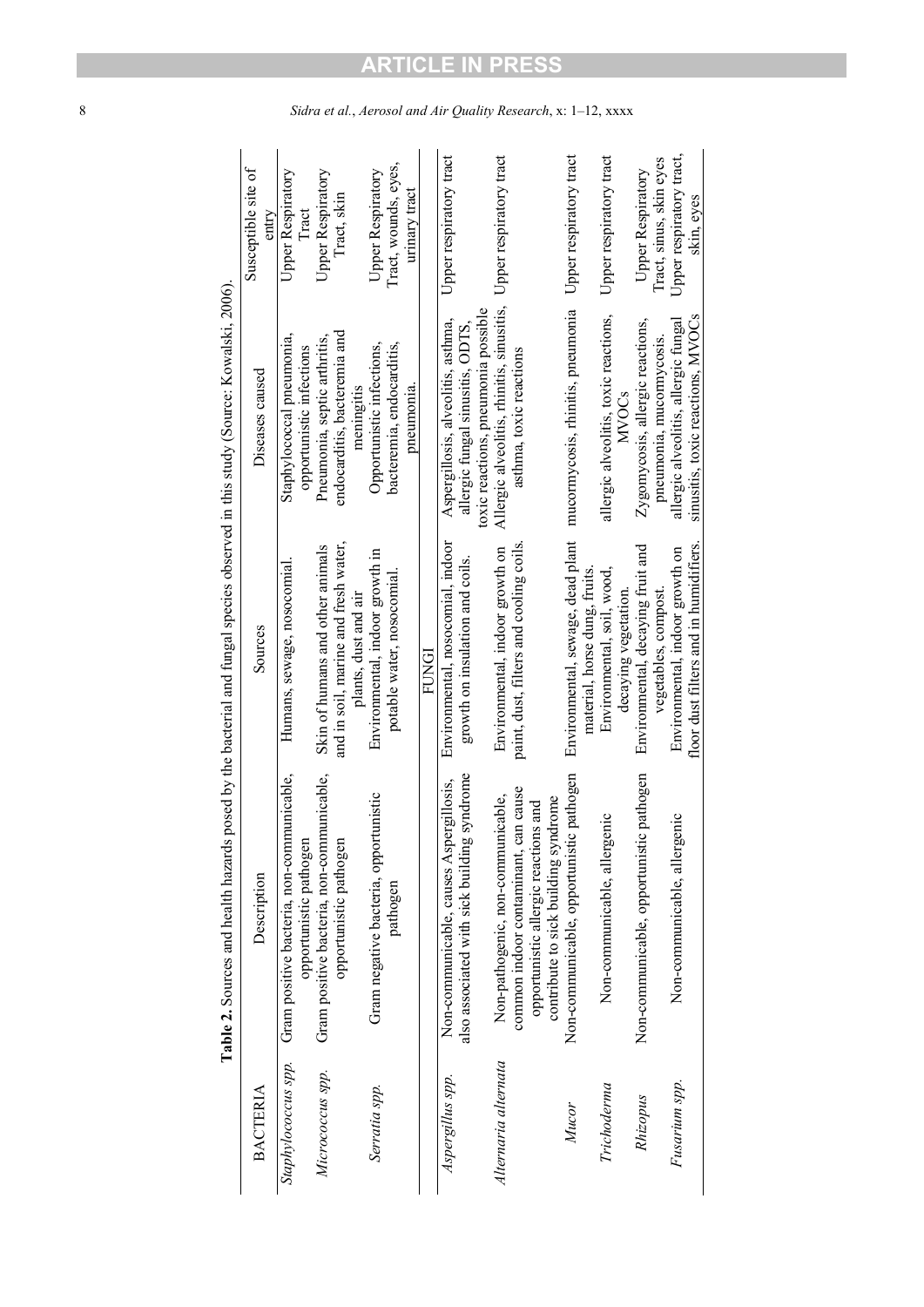**Table 2.** Sources and health hazards posed by the bacterial and fungal species observed in this study (Source: Kowalski, 2006).

| BACTERIA | Description | Sources | Diseases caused | Susceptible site of entry |
|---|---|---|---|---|
| *Staphylococcus spp.* | Gram positive bacteria, non-communicable, opportunistic pathogen | Humans, sewage, nosocomial. | Staphylococcal pneumonia, opportunistic infections | Upper Respiratory Tract |
| *Micrococcus spp.* | Gram positive bacteria, non-communicable, opportunistic pathogen | Skin of humans and other animals and in soil, marine and fresh water, plants, dust and air | Pneumonia, septic arthritis, endocarditis, bacteremia and meningitis | Upper Respiratory Tract, skin |
| *Serratia spp.* | Gram negative bacteria, opportunistic pathogen | Environmental, indoor growth in potable water, nosocomial. | Opportunistic infections, bacteremia, endocarditis, pneumonia. | Upper Respiratory Tract, wounds, eyes, urinary tract |
| | | FUNGI | | |
| *Aspergillus spp.* | Non-communicable, causes Aspergillosis, also associated with sick building syndrome | Environmental, nosocomial, indoor growth on insulation and coils. | Aspergillosis, alveolitis, asthma, allergic fungal sinusitis, ODTS, toxic reactions, pneumonia possible | Upper respiratory tract |
| *Alternaria alternata* | Non-pathogenic, non-communicable, common indoor contaminant, can cause opportunistic allergic reactions and contribute to sick building syndrome | Environmental, indoor growth on paint, dust, filters and cooling coils. | Allergic alveolitis, rhinitis, sinusitis, asthma, toxic reactions | Upper respiratory tract |
| *Mucor* | Non-communicable, opportunistic pathogen | Environmental, sewage, dead plant material, horse dung, fruits. | mucormycosis, rhinitis, pneumonia | Upper respiratory tract |
| *Trichoderma* | Non-communicable, allergenic | Environmental, soil, wood, decaying vegetation. | allergic alveolitis, toxic reactions, MVOCs | Upper respiratory tract |
| *Rhizopus* | Non-communicable, opportunistic pathogen | Environmental, decaying fruit and vegetables, compost. | Zygomycosis, allergic reactions, pneumonia, mucormycosis. | Upper Respiratory Tract, sinus, skin eyes |
| *Fusarium spp.* | Non-communicable, allergenic | Environmental, indoor growth on floor dust filters and in humidifiers. | allergic alveolitis, allergic fungal sinusitis, toxic reactions, MVOCs | Upper respiratory tract, skin, eyes |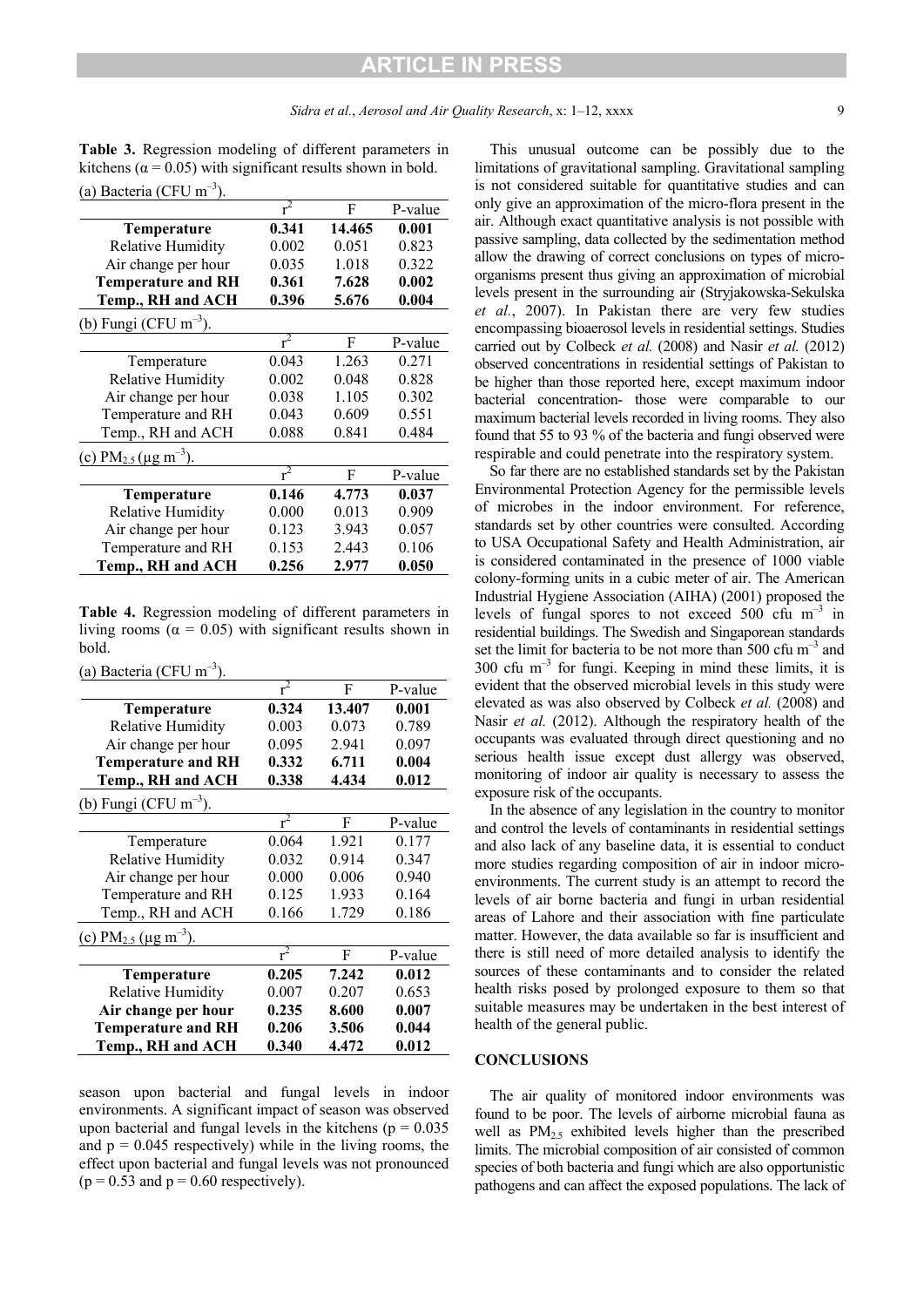**Table 3.** Regression modeling of different parameters in kitchens ($\alpha = 0.05$) with significant results shown in bold.

(a) Bacteria (CFU $m^{-3}$).

| | $r^2$ | F | P-value |
|---|---|---|---|
| **Temperature** | **0.341** | **14.465** | **0.001** |
| Relative Humidity | 0.002 | 0.051 | 0.823 |
| Air change per hour | 0.035 | 1.018 | 0.322 |
| **Temperature and RH** | **0.361** | **7.628** | **0.002** |
| **Temp., RH and ACH** | **0.396** | **5.676** | **0.004** |

(b) Fungi (CFU $m^{-3}$).

| | $r^2$ | F | P-value |
|---|---|---|---|
| Temperature | 0.043 | 1.263 | 0.271 |
| Relative Humidity | 0.002 | 0.048 | 0.828 |
| Air change per hour | 0.038 | 1.105 | 0.302 |
| Temperature and RH | 0.043 | 0.609 | 0.551 |
| Temp., RH and ACH | 0.088 | 0.841 | 0.484 |

(c) $PM_{2.5}$ (µg $m^{-3}$).

| | $r^2$ | F | P-value |
|---|---|---|---|
| **Temperature** | **0.146** | **4.773** | **0.037** |
| Relative Humidity | 0.000 | 0.013 | 0.909 |
| Air change per hour | 0.123 | 3.943 | 0.057 |
| Temperature and RH | 0.153 | 2.443 | 0.106 |
| **Temp., RH and ACH** | **0.256** | **2.977** | **0.050** |

**Table 4.** Regression modeling of different parameters in living rooms ($\alpha = 0.05$) with significant results shown in bold.

(a) Bacteria (CFU $m^{-3}$).

| | $r^2$ | F | P-value |
|---|---|---|---|
| **Temperature** | **0.324** | **13.407** | **0.001** |
| Relative Humidity | 0.003 | 0.073 | 0.789 |
| Air change per hour | 0.095 | 2.941 | 0.097 |
| **Temperature and RH** | **0.332** | **6.711** | **0.004** |
| **Temp., RH and ACH** | **0.338** | **4.434** | **0.012** |

(b) Fungi (CFU $m^{-3}$).

| | $r^2$ | F | P-value |
|---|---|---|---|
| Temperature | 0.064 | 1.921 | 0.177 |
| Relative Humidity | 0.032 | 0.914 | 0.347 |
| Air change per hour | 0.000 | 0.006 | 0.940 |
| Temperature and RH | 0.125 | 1.933 | 0.164 |
| Temp., RH and ACH | 0.166 | 1.729 | 0.186 |

(c) $PM_{2.5}$ (µg $m^{-3}$).

| | $r^2$ | F | P-value |
|---|---|---|---|
| **Temperature** | **0.205** | **7.242** | **0.012** |
| Relative Humidity | 0.007 | 0.207 | 0.653 |
| **Air change per hour** | **0.235** | **8.600** | **0.007** |
| **Temperature and RH** | **0.206** | **3.506** | **0.044** |
| **Temp., RH and ACH** | **0.340** | **4.472** | **0.012** |

season upon bacterial and fungal levels in indoor environments. A significant impact of season was observed upon bacterial and fungal levels in the kitchens ($p = 0.035$ and $p = 0.045$ respectively) while in the living rooms, the effect upon bacterial and fungal levels was not pronounced ($p = 0.53$ and $p = 0.60$ respectively).

This unusual outcome can be possibly due to the limitations of gravitational sampling. Gravitational sampling is not considered suitable for quantitative studies and can only give an approximation of the micro-flora present in the air. Although exact quantitative analysis is not possible with passive sampling, data collected by the sedimentation method allow the drawing of correct conclusions on types of micro-organisms present thus giving an approximation of microbial levels present in the surrounding air (Stryjakowska-Sekulska *et al.*, 2007). In Pakistan there are very few studies encompassing bioaerosol levels in residential settings. Studies carried out by Colbeck *et al.* (2008) and Nasir *et al.* (2012) observed concentrations in residential settings of Pakistan to be higher than those reported here, except maximum indoor bacterial concentration- those were comparable to our maximum bacterial levels recorded in living rooms. They also found that 55 to 93 % of the bacteria and fungi observed were respirable and could penetrate into the respiratory system.

So far there are no established standards set by the Pakistan Environmental Protection Agency for the permissible levels of microbes in the indoor environment. For reference, standards set by other countries were consulted. According to USA Occupational Safety and Health Administration, air is considered contaminated in the presence of 1000 viable colony-forming units in a cubic meter of air. The American Industrial Hygiene Association (AIHA) (2001) proposed the levels of fungal spores to not exceed 500 cfu $m^{-3}$ in residential buildings. The Swedish and Singaporean standards set the limit for bacteria to be not more than 500 cfu $m^{-3}$ and 300 cfu $m^{-3}$ for fungi. Keeping in mind these limits, it is evident that the observed microbial levels in this study were elevated as was also observed by Colbeck *et al.* (2008) and Nasir *et al.* (2012). Although the respiratory health of the occupants was evaluated through direct questioning and no serious health issue except dust allergy was observed, monitoring of indoor air quality is necessary to assess the exposure risk of the occupants.

In the absence of any legislation in the country to monitor and control the levels of contaminants in residential settings and also lack of any baseline data, it is essential to conduct more studies regarding composition of air in indoor micro-environments. The current study is an attempt to record the levels of air borne bacteria and fungi in urban residential areas of Lahore and their association with fine particulate matter. However, the data available so far is insufficient and there is still need of more detailed analysis to identify the sources of these contaminants and to consider the related health risks posed by prolonged exposure to them so that suitable measures may be undertaken in the best interest of health of the general public.

## CONCLUSIONS

The air quality of monitored indoor environments was found to be poor. The levels of airborne microbial fauna as well as $PM_{2.5}$ exhibited levels higher than the prescribed limits. The microbial composition of air consisted of common species of both bacteria and fungi which are also opportunistic pathogens and can affect the exposed populations. The lack of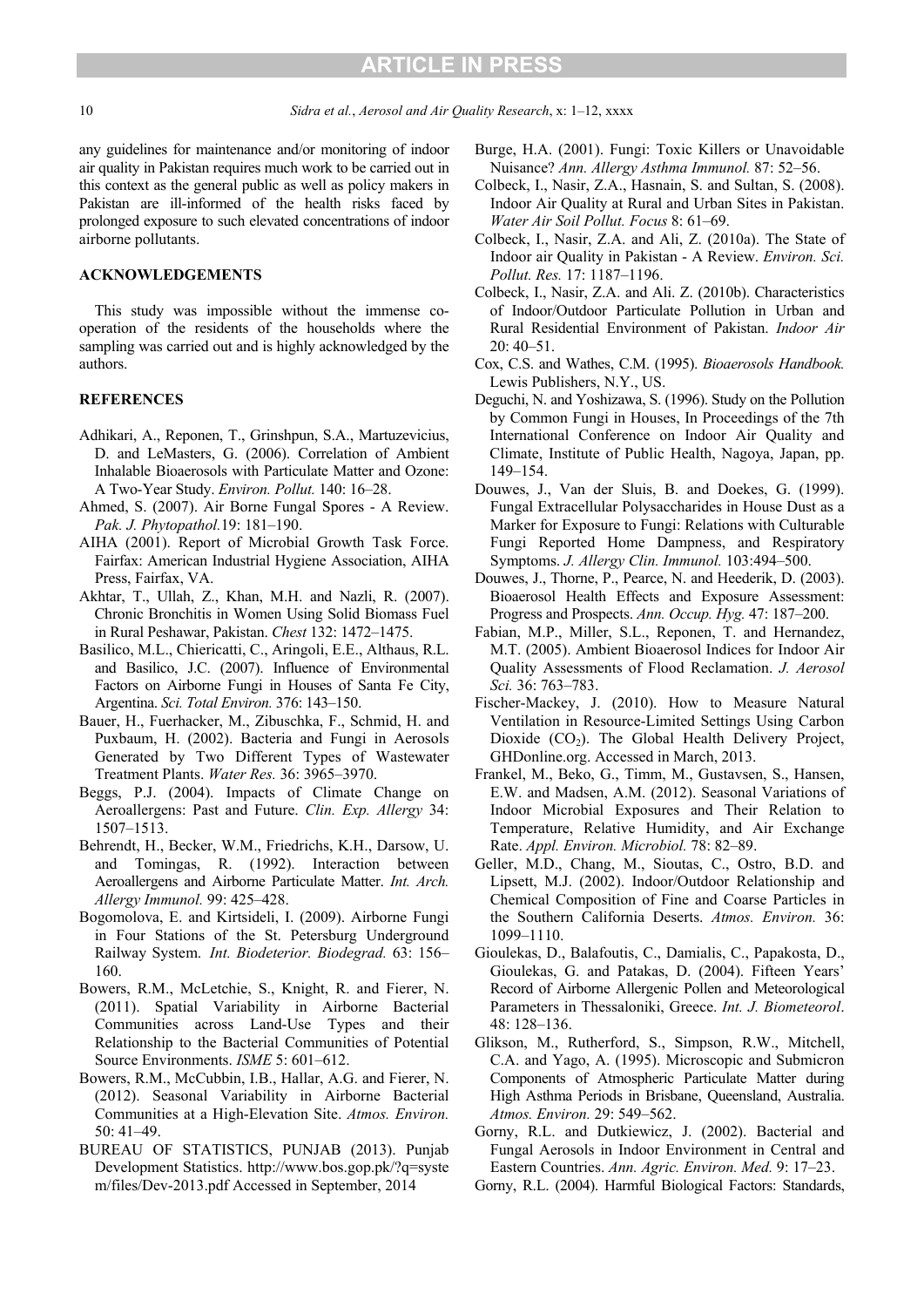any guidelines for maintenance and/or monitoring of indoor air quality in Pakistan requires much work to be carried out in this context as the general public as well as policy makers in Pakistan are ill-informed of the health risks faced by prolonged exposure to such elevated concentrations of indoor airborne pollutants.

## ACKNOWLEDGEMENTS

This study was impossible without the immense co-operation of the residents of the households where the sampling was carried out and is highly acknowledged by the authors.

## REFERENCES

Adhikari, A., Reponen, T., Grinshpun, S.A., Martuzevicius, D. and LeMasters, G. (2006). Correlation of Ambient Inhalable Bioaerosols with Particulate Matter and Ozone: A Two-Year Study. *Environ. Pollut.* 140: 16–28.

Ahmed, S. (2007). Air Borne Fungal Spores - A Review. *Pak. J. Phytopathol.*19: 181–190.

AIHA (2001). Report of Microbial Growth Task Force. Fairfax: American Industrial Hygiene Association, AIHA Press, Fairfax, VA.

Akhtar, T., Ullah, Z., Khan, M.H. and Nazli, R. (2007). Chronic Bronchitis in Women Using Solid Biomass Fuel in Rural Peshawar, Pakistan. *Chest* 132: 1472–1475.

Basilico, M.L., Chiericatti, C., Aringoli, E.E., Althaus, R.L. and Basilico, J.C. (2007). Influence of Environmental Factors on Airborne Fungi in Houses of Santa Fe City, Argentina. *Sci. Total Environ.* 376: 143–150.

Bauer, H., Fuerhacker, M., Zibuschka, F., Schmid, H. and Puxbaum, H. (2002). Bacteria and Fungi in Aerosols Generated by Two Different Types of Wastewater Treatment Plants. *Water Res.* 36: 3965–3970.

Beggs, P.J. (2004). Impacts of Climate Change on Aeroallergens: Past and Future. *Clin. Exp. Allergy* 34: 1507–1513.

Behrendt, H., Becker, W.M., Friedrichs, K.H., Darsow, U. and Tomingas, R. (1992). Interaction between Aeroallergens and Airborne Particulate Matter. *Int. Arch. Allergy Immunol.* 99: 425–428.

Bogomolova, E. and Kirtsideli, I. (2009). Airborne Fungi in Four Stations of the St. Petersburg Underground Railway System. *Int. Biodeterior. Biodegrad.* 63: 156–160.

Bowers, R.M., McLetchie, S., Knight, R. and Fierer, N. (2011). Spatial Variability in Airborne Bacterial Communities across Land-Use Types and their Relationship to the Bacterial Communities of Potential Source Environments. *ISME* 5: 601–612.

Bowers, R.M., McCubbin, I.B., Hallar, A.G. and Fierer, N. (2012). Seasonal Variability in Airborne Bacterial Communities at a High-Elevation Site. *Atmos. Environ.* 50: 41–49.

BUREAU OF STATISTICS, PUNJAB (2013). Punjab Development Statistics. http://www.bos.gop.pk/?q=system/files/Dev-2013.pdf Accessed in September, 2014

Burge, H.A. (2001). Fungi: Toxic Killers or Unavoidable Nuisance? *Ann. Allergy Asthma Immunol.* 87: 52–56.

Colbeck, I., Nasir, Z.A., Hasnain, S. and Sultan, S. (2008). Indoor Air Quality at Rural and Urban Sites in Pakistan. *Water Air Soil Pollut. Focus* 8: 61–69.

Colbeck, I., Nasir, Z.A. and Ali, Z. (2010a). The State of Indoor air Quality in Pakistan - A Review. *Environ. Sci. Pollut. Res.* 17: 1187–1196.

Colbeck, I., Nasir, Z.A. and Ali. Z. (2010b). Characteristics of Indoor/Outdoor Particulate Pollution in Urban and Rural Residential Environment of Pakistan. *Indoor Air* 20: 40–51.

Cox, C.S. and Wathes, C.M. (1995). *Bioaerosols Handbook.* Lewis Publishers, N.Y., US.

Deguchi, N. and Yoshizawa, S. (1996). Study on the Pollution by Common Fungi in Houses, In Proceedings of the 7th International Conference on Indoor Air Quality and Climate, Institute of Public Health, Nagoya, Japan, pp. 149–154.

Douwes, J., Van der Sluis, B. and Doekes, G. (1999). Fungal Extracellular Polysaccharides in House Dust as a Marker for Exposure to Fungi: Relations with Culturable Fungi Reported Home Dampness, and Respiratory Symptoms. *J. Allergy Clin. Immunol.* 103:494–500.

Douwes, J., Thorne, P., Pearce, N. and Heederik, D. (2003). Bioaerosol Health Effects and Exposure Assessment: Progress and Prospects. *Ann. Occup. Hyg.* 47: 187–200.

Fabian, M.P., Miller, S.L., Reponen, T. and Hernandez, M.T. (2005). Ambient Bioaerosol Indices for Indoor Air Quality Assessments of Flood Reclamation. *J. Aerosol Sci.* 36: 763–783.

Fischer-Mackey, J. (2010). How to Measure Natural Ventilation in Resource-Limited Settings Using Carbon Dioxide ($CO_2$). The Global Health Delivery Project, GHDonline.org. Accessed in March, 2013.

Frankel, M., Beko, G., Timm, M., Gustavsen, S., Hansen, E.W. and Madsen, A.M. (2012). Seasonal Variations of Indoor Microbial Exposures and Their Relation to Temperature, Relative Humidity, and Air Exchange Rate. *Appl. Environ. Microbiol.* 78: 82–89.

Geller, M.D., Chang, M., Sioutas, C., Ostro, B.D. and Lipsett, M.J. (2002). Indoor/Outdoor Relationship and Chemical Composition of Fine and Coarse Particles in the Southern California Deserts. *Atmos. Environ.* 36: 1099–1110.

Gioulekas, D., Balafoutis, C., Damialis, C., Papakosta, D., Gioulekas, G. and Patakas, D. (2004). Fifteen Years' Record of Airborne Allergenic Pollen and Meteorological Parameters in Thessaloniki, Greece. *Int. J. Biometeorol*. 48: 128–136.

Glikson, M., Rutherford, S., Simpson, R.W., Mitchell, C.A. and Yago, A. (1995). Microscopic and Submicron Components of Atmospheric Particulate Matter during High Asthma Periods in Brisbane, Queensland, Australia. *Atmos. Environ.* 29: 549–562.

Gorny, R.L. and Dutkiewicz, J. (2002). Bacterial and Fungal Aerosols in Indoor Environment in Central and Eastern Countries. *Ann. Agric. Environ. Med.* 9: 17–23.

Gorny, R.L. (2004). Harmful Biological Factors: Standards,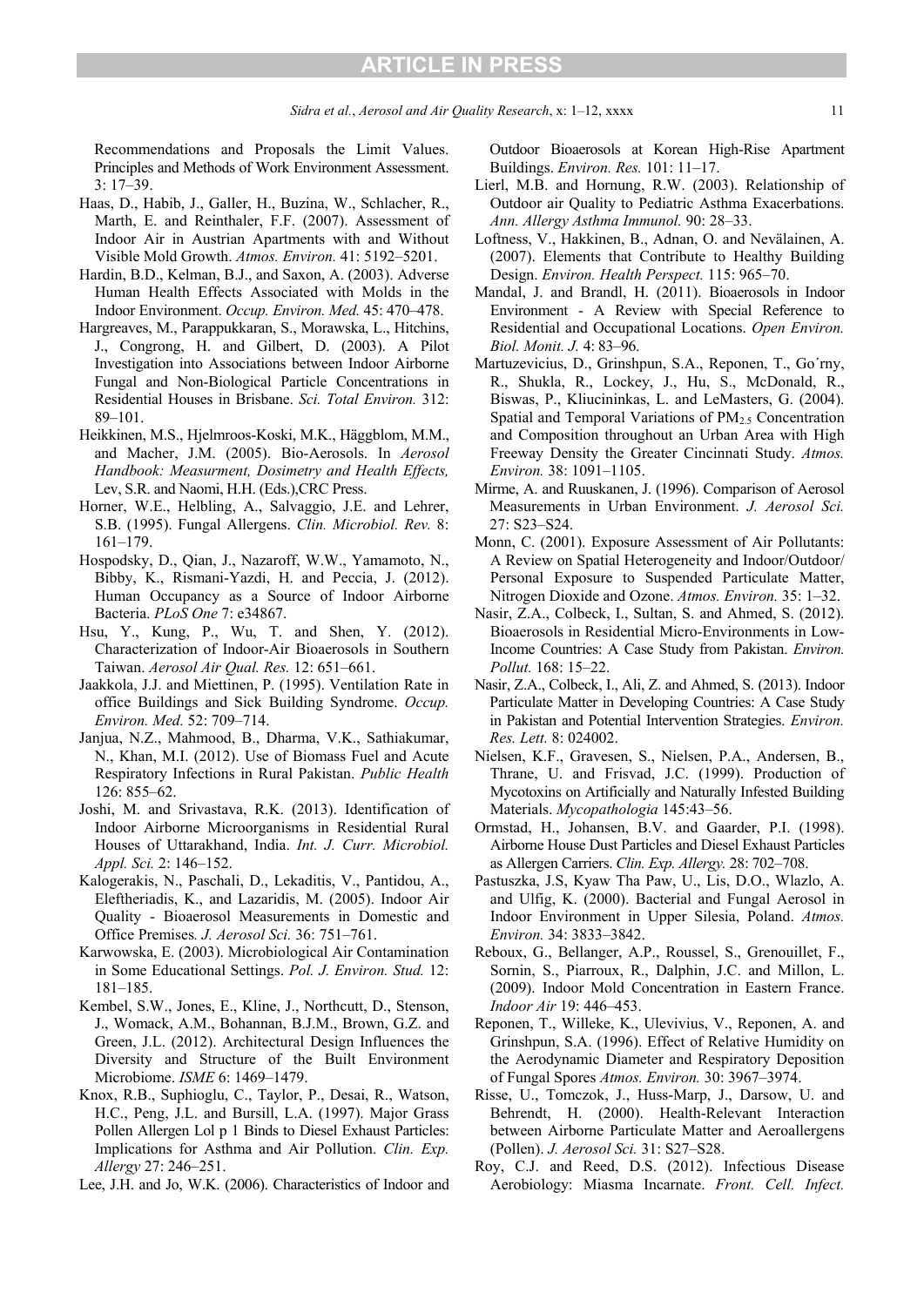Recommendations and Proposals the Limit Values. Principles and Methods of Work Environment Assessment. 3: 17–39.

Haas, D., Habib, J., Galler, H., Buzina, W., Schlacher, R., Marth, E. and Reinthaler, F.F. (2007). Assessment of Indoor Air in Austrian Apartments with and Without Visible Mold Growth. *Atmos. Environ.* 41: 5192–5201.

Hardin, B.D., Kelman, B.J., and Saxon, A. (2003). Adverse Human Health Effects Associated with Molds in the Indoor Environment. *Occup. Environ. Med.* 45: 470–478.

Hargreaves, M., Parappukkaran, S., Morawska, L., Hitchins, J., Congrong, H. and Gilbert, D. (2003). A Pilot Investigation into Associations between Indoor Airborne Fungal and Non-Biological Particle Concentrations in Residential Houses in Brisbane. *Sci. Total Environ.* 312: 89–101.

Heikkinen, M.S., Hjelmroos-Koski, M.K., Häggblom, M.M., and Macher, J.M. (2005). Bio-Aerosols. In *Aerosol Handbook: Measurment, Dosimetry and Health Effects,* Lev, S.R. and Naomi, H.H. (Eds.),CRC Press.

Horner, W.E., Helbling, A., Salvaggio, J.E. and Lehrer, S.B. (1995). Fungal Allergens. *Clin. Microbiol. Rev.* 8: 161–179.

Hospodsky, D., Qian, J., Nazaroff, W.W., Yamamoto, N., Bibby, K., Rismani-Yazdi, H. and Peccia, J. (2012). Human Occupancy as a Source of Indoor Airborne Bacteria. *PLoS One* 7: e34867.

Hsu, Y., Kung, P., Wu, T. and Shen, Y. (2012). Characterization of Indoor-Air Bioaerosols in Southern Taiwan. *Aerosol Air Qual. Res.* 12: 651–661.

Jaakkola, J.J. and Miettinen, P. (1995). Ventilation Rate in office Buildings and Sick Building Syndrome. *Occup. Environ. Med.* 52: 709–714.

Janjua, N.Z., Mahmood, B., Dharma, V.K., Sathiakumar, N., Khan, M.I. (2012). Use of Biomass Fuel and Acute Respiratory Infections in Rural Pakistan. *Public Health* 126: 855–62.

Joshi, M. and Srivastava, R.K. (2013). Identification of Indoor Airborne Microorganisms in Residential Rural Houses of Uttarakhand, India. *Int. J. Curr. Microbiol. Appl. Sci.* 2: 146–152.

Kalogerakis, N., Paschali, D., Lekaditis, V., Pantidou, A., Eleftheriadis, K., and Lazaridis, M. (2005). Indoor Air Quality - Bioaerosol Measurements in Domestic and Office Premises*. J. Aerosol Sci.* 36: 751–761.

Karwowska, E. (2003). Microbiological Air Contamination in Some Educational Settings. *Pol. J. Environ. Stud.* 12: 181–185.

Kembel, S.W., Jones, E., Kline, J., Northcutt, D., Stenson, J., Womack, A.M., Bohannan, B.J.M., Brown, G.Z. and Green, J.L. (2012). Architectural Design Influences the Diversity and Structure of the Built Environment Microbiome. *ISME* 6: 1469–1479.

Knox, R.B., Suphioglu, C., Taylor, P., Desai, R., Watson, H.C., Peng, J.L. and Bursill, L.A. (1997). Major Grass Pollen Allergen Lol p 1 Binds to Diesel Exhaust Particles: Implications for Asthma and Air Pollution. *Clin. Exp. Allergy* 27: 246–251.

Lee, J.H. and Jo, W.K. (2006). Characteristics of Indoor and Outdoor Bioaerosols at Korean High-Rise Apartment Buildings. *Environ. Res.* 101: 11–17.

Lierl, M.B. and Hornung, R.W. (2003). Relationship of Outdoor air Quality to Pediatric Asthma Exacerbations. *Ann. Allergy Asthma Immunol.* 90: 28–33.

Loftness, V., Hakkinen, B., Adnan, O. and Nevälainen, A. (2007). Elements that Contribute to Healthy Building Design. *Environ. Health Perspect.* 115: 965–70.

Mandal, J. and Brandl, H. (2011). Bioaerosols in Indoor Environment - A Review with Special Reference to Residential and Occupational Locations. *Open Environ. Biol. Monit. J.* 4: 83–96.

Martuzevicius, D., Grinshpun, S.A., Reponen, T., Go´rny, R., Shukla, R., Lockey, J., Hu, S., McDonald, R., Biswas, P., Kliucininkas, L. and LeMasters, G. (2004). Spatial and Temporal Variations of $PM_{2.5}$ Concentration and Composition throughout an Urban Area with High Freeway Density the Greater Cincinnati Study. *Atmos. Environ.* 38: 1091–1105.

Mirme, A. and Ruuskanen, J. (1996). Comparison of Aerosol Measurements in Urban Environment. *J. Aerosol Sci.* 27: S23–S24.

Monn, C. (2001). Exposure Assessment of Air Pollutants: A Review on Spatial Heterogeneity and Indoor/Outdoor/ Personal Exposure to Suspended Particulate Matter, Nitrogen Dioxide and Ozone. *Atmos. Environ.* 35: 1–32.

Nasir, Z.A., Colbeck, I., Sultan, S. and Ahmed, S. (2012). Bioaerosols in Residential Micro-Environments in Low-Income Countries: A Case Study from Pakistan. *Environ. Pollut.* 168: 15–22.

Nasir, Z.A., Colbeck, I., Ali, Z. and Ahmed, S. (2013). Indoor Particulate Matter in Developing Countries: A Case Study in Pakistan and Potential Intervention Strategies. *Environ. Res. Lett.* 8: 024002.

Nielsen, K.F., Gravesen, S., Nielsen, P.A., Andersen, B., Thrane, U. and Frisvad, J.C. (1999). Production of Mycotoxins on Artificially and Naturally Infested Building Materials. *Mycopathologia* 145:43–56.

Ormstad, H., Johansen, B.V. and Gaarder, P.I. (1998). Airborne House Dust Particles and Diesel Exhaust Particles as Allergen Carriers. *Clin. Exp. Allergy.* 28: 702–708.

Pastuszka, J.S, Kyaw Tha Paw, U., Lis, D.O., Wlazlo, A. and Ulfig, K. (2000). Bacterial and Fungal Aerosol in Indoor Environment in Upper Silesia, Poland. *Atmos. Environ.* 34: 3833–3842.

Reboux, G., Bellanger, A.P., Roussel, S., Grenouillet, F., Sornin, S., Piarroux, R., Dalphin, J.C. and Millon, L. (2009). Indoor Mold Concentration in Eastern France. *Indoor Air* 19: 446–453.

Reponen, T., Willeke, K., Ulevivius, V., Reponen, A. and Grinshpun, S.A. (1996). Effect of Relative Humidity on the Aerodynamic Diameter and Respiratory Deposition of Fungal Spores *Atmos. Environ.* 30: 3967–3974.

Risse, U., Tomczok, J., Huss-Marp, J., Darsow, U. and Behrendt, H. (2000). Health-Relevant Interaction between Airborne Particulate Matter and Aeroallergens (Pollen). *J. Aerosol Sci.* 31: S27–S28.

Roy, C.J. and Reed, D.S. (2012). Infectious Disease Aerobiology: Miasma Incarnate. *Front. Cell. Infect.*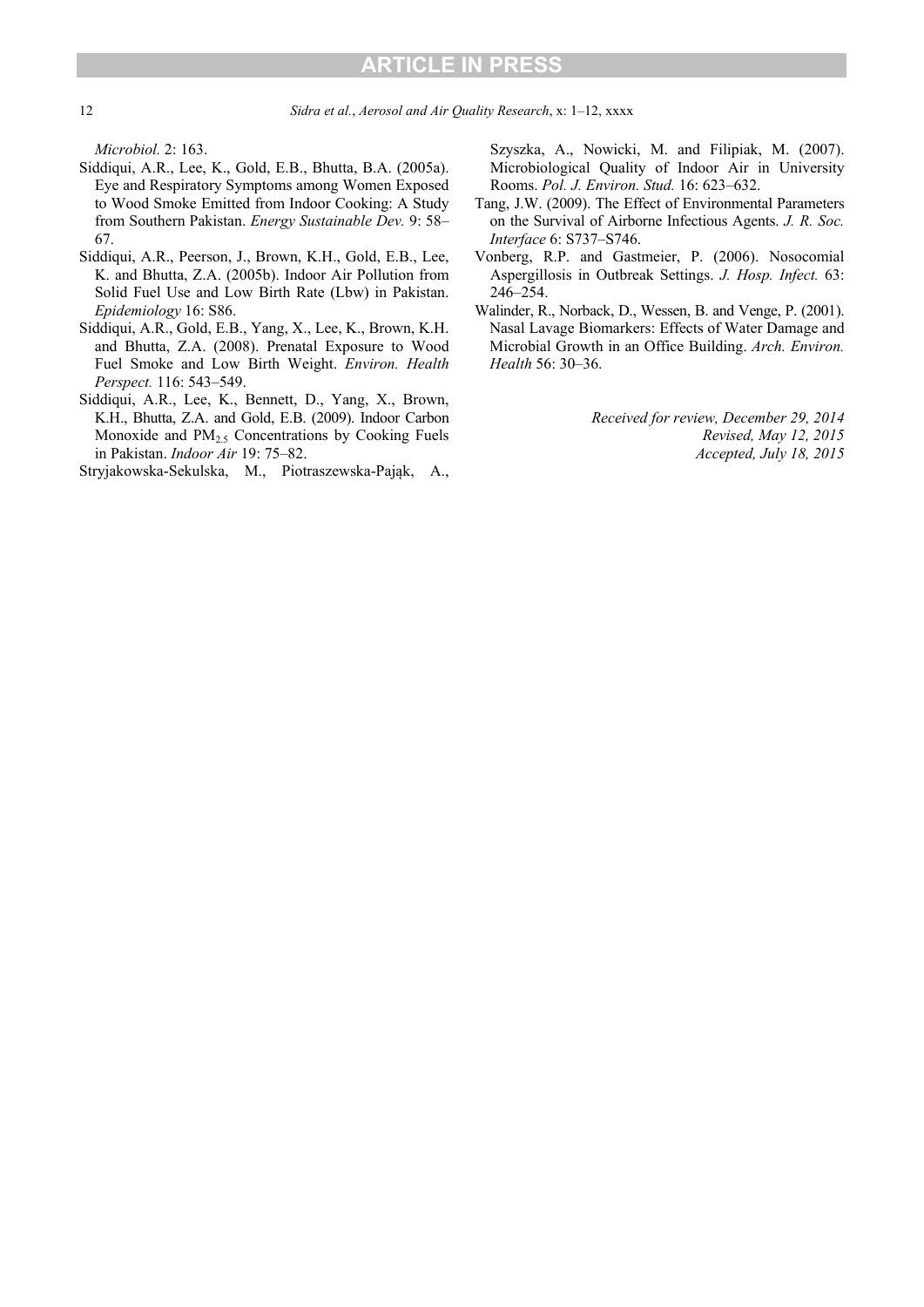*Microbiol.* 2: 163.

Siddiqui, A.R., Lee, K., Gold, E.B., Bhutta, B.A. (2005a). Eye and Respiratory Symptoms among Women Exposed to Wood Smoke Emitted from Indoor Cooking: A Study from Southern Pakistan. *Energy Sustainable Dev.* 9: 58–67.

Siddiqui, A.R., Peerson, J., Brown, K.H., Gold, E.B., Lee, K. and Bhutta, Z.A. (2005b). Indoor Air Pollution from Solid Fuel Use and Low Birth Rate (Lbw) in Pakistan. *Epidemiology* 16: S86.

Siddiqui, A.R., Gold, E.B., Yang, X., Lee, K., Brown, K.H. and Bhutta, Z.A. (2008). Prenatal Exposure to Wood Fuel Smoke and Low Birth Weight. *Environ. Health Perspect.* 116: 543–549.

Siddiqui, A.R., Lee, K., Bennett, D., Yang, X., Brown, K.H., Bhutta, Z.A. and Gold, E.B. (2009). Indoor Carbon Monoxide and $PM_{2.5}$ Concentrations by Cooking Fuels in Pakistan. *Indoor Air* 19: 75–82.

Stryjakowska-Sekulska, M., Piotraszewska-Pająk, A., Szyszka, A., Nowicki, M. and Filipiak, M. (2007). Microbiological Quality of Indoor Air in University Rooms. *Pol. J. Environ. Stud.* 16: 623–632.

Tang, J.W. (2009). The Effect of Environmental Parameters on the Survival of Airborne Infectious Agents. *J. R. Soc. Interface* 6: S737–S746.

Vonberg, R.P. and Gastmeier, P. (2006). Nosocomial Aspergillosis in Outbreak Settings. *J. Hosp. Infect.* 63: 246–254.

Walinder, R., Norback, D., Wessen, B. and Venge, P. (2001). Nasal Lavage Biomarkers: Effects of Water Damage and Microbial Growth in an Office Building. *Arch. Environ. Health* 56: 30–36.

*Received for review, December 29, 2014*
*Revised, May 12, 2015*
*Accepted, July 18, 2015*